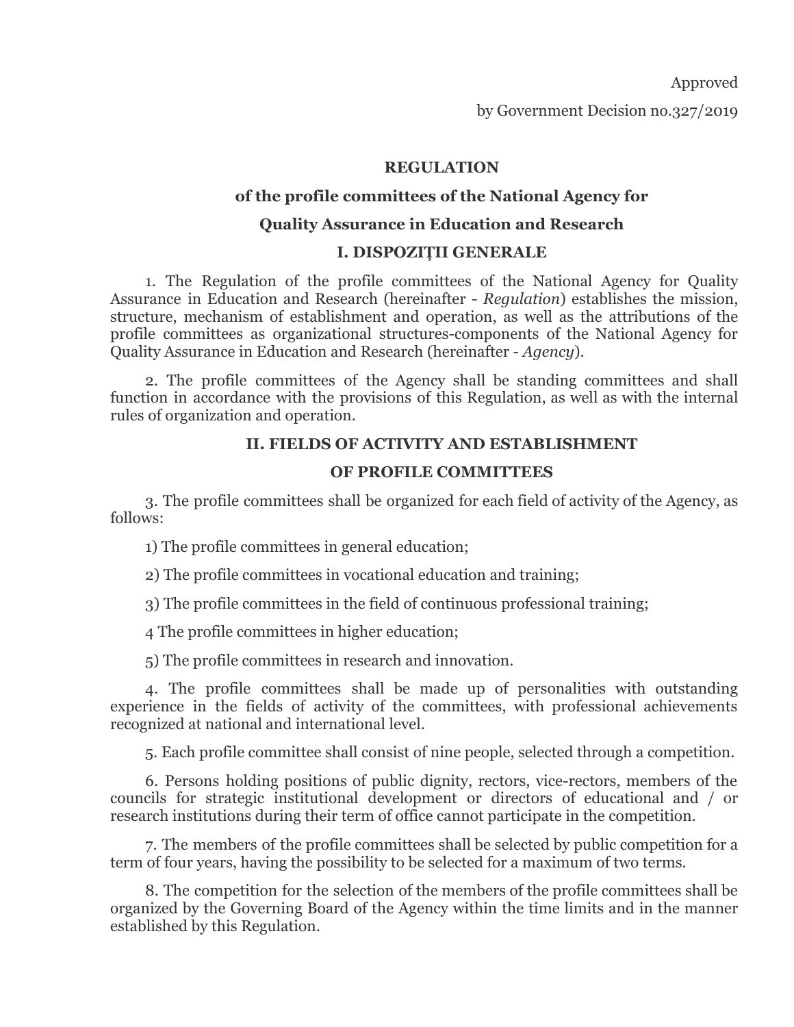Approved

by Government Decision no.327/2019

# REGULATION

## of the profile committees of the National Agency for Quality Assurance in Education and Research

## I. DISPOZIȚII GENERALE

1. The Regulation of the profile committees of the National Agency for Quality Assurance in Education and Research (hereinafter - *Regulation*) establishes the mission, structure, mechanism of establishment and operation, as well as the attributions of the profile committees as organizational structures-components of the National Agency for Quality Assurance in Education and Research (hereinafter - *Agency*).

2. The profile committees of the Agency shall be standing committees and shall function in accordance with the provisions of this Regulation, as well as with the internal rules of organization and operation.

## II. FIELDS OF ACTIVITY AND ESTABLISHMENT OF PROFILE COMMITTEES

3. The profile committees shall be organized for each field of activity of the Agency, as follows:

1) The profile committees in general education;

2) The profile committees in vocational education and training;

3) The profile committees in the field of continuous professional training;

4 The profile committees in higher education;

5) The profile committees in research and innovation.

4. The profile committees shall be made up of personalities with outstanding experience in the fields of activity of the committees, with professional achievements recognized at national and international level.

5. Each profile committee shall consist of nine people, selected through a competition.

6. Persons holding positions of public dignity, rectors, vice-rectors, members of the councils for strategic institutional development or directors of educational and / or research institutions during their term of office cannot participate in the competition.

7. The members of the profile committees shall be selected by public competition for a term of four years, having the possibility to be selected for a maximum of two terms.

8. The competition for the selection of the members of the profile committees shall be organized by the Governing Board of the Agency within the time limits and in the manner established by this Regulation.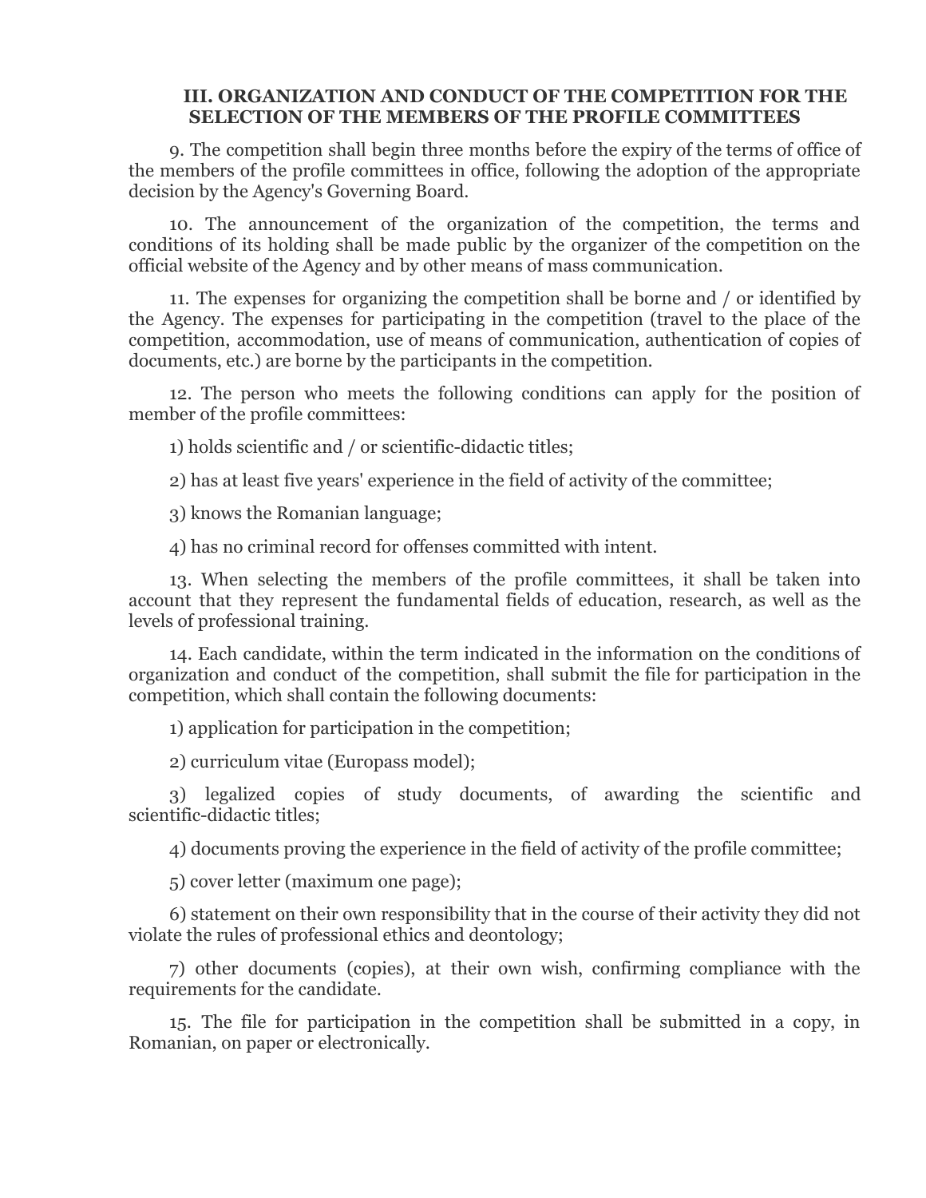## III. ORGANIZATION AND CONDUCT OF THE COMPETITION FOR THE SELECTION OF THE MEMBERS OF THE PROFILE COMMITTEES

9. The competition shall begin three months before the expiry of the terms of office of the members of the profile committees in office, following the adoption of the appropriate decision by the Agency's Governing Board.

10. The announcement of the organization of the competition, the terms and conditions of its holding shall be made public by the organizer of the competition on the official website of the Agency and by other means of mass communication.

11. The expenses for organizing the competition shall be borne and / or identified by the Agency. The expenses for participating in the competition (travel to the place of the competition, accommodation, use of means of communication, authentication of copies of documents, etc.) are borne by the participants in the competition.

12. The person who meets the following conditions can apply for the position of member of the profile committees:

1) holds scientific and / or scientific-didactic titles;

2) has at least five years' experience in the field of activity of the committee;

3) knows the Romanian language;

4) has no criminal record for offenses committed with intent.

13. When selecting the members of the profile committees, it shall be taken into account that they represent the fundamental fields of education, research, as well as the levels of professional training.

14. Each candidate, within the term indicated in the information on the conditions of organization and conduct of the competition, shall submit the file for participation in the competition, which shall contain the following documents:

1) application for participation in the competition;

2) curriculum vitae (Europass model);

3) legalized copies of study documents, of awarding the scientific and scientific-didactic titles;

4) documents proving the experience in the field of activity of the profile committee;

5) cover letter (maximum one page);

6) statement on their own responsibility that in the course of their activity they did not violate the rules of professional ethics and deontology;

7) other documents (copies), at their own wish, confirming compliance with the requirements for the candidate.

15. The file for participation in the competition shall be submitted in a copy, in Romanian, on paper or electronically.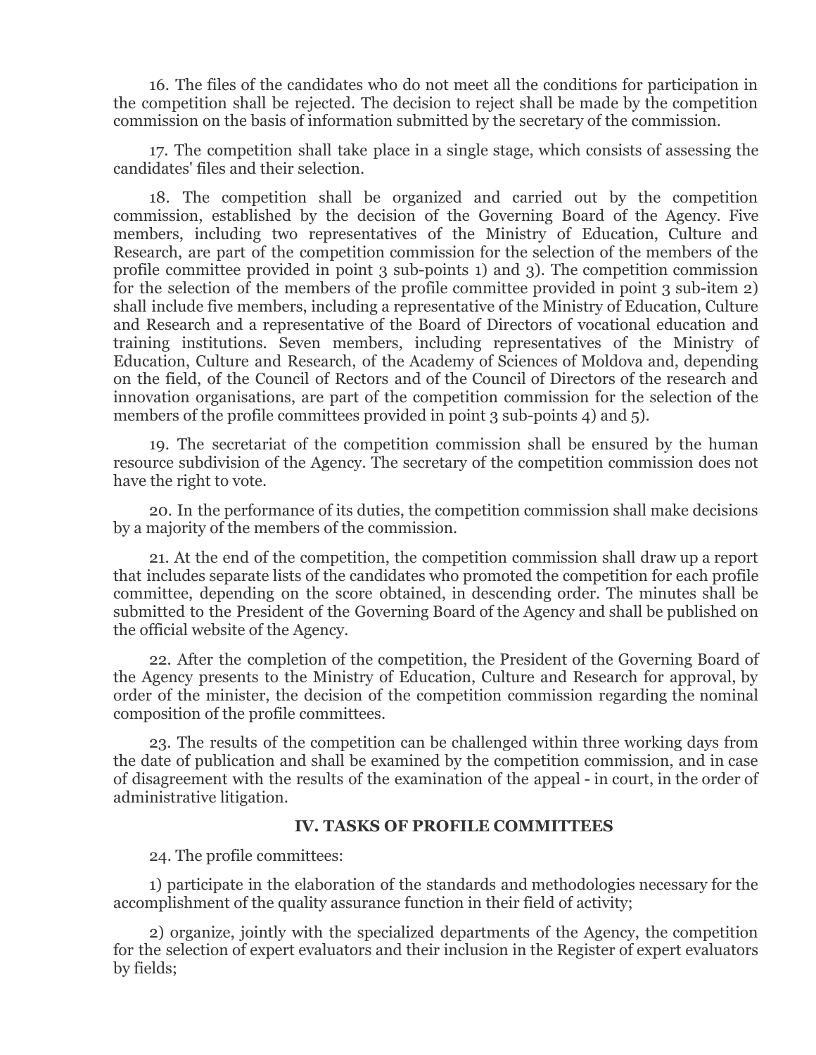16. The files of the candidates who do not meet all the conditions for participation in the competition shall be rejected. The decision to reject shall be made by the competition commission on the basis of information submitted by the secretary of the commission.

17. The competition shall take place in a single stage, which consists of assessing the candidates' files and their selection.

18. The competition shall be organized and carried out by the competition commission, established by the decision of the Governing Board of the Agency. Five members, including two representatives of the Ministry of Education, Culture and Research, are part of the competition commission for the selection of the members of the profile committee provided in point 3 sub-points 1) and 3). The competition commission for the selection of the members of the profile committee provided in point 3 sub-item 2) shall include five members, including a representative of the Ministry of Education, Culture and Research and a representative of the Board of Directors of vocational education and training institutions. Seven members, including representatives of the Ministry of Education, Culture and Research, of the Academy of Sciences of Moldova and, depending on the field, of the Council of Rectors and of the Council of Directors of the research and innovation organisations, are part of the competition commission for the selection of the members of the profile committees provided in point 3 sub-points 4) and 5).

19. The secretariat of the competition commission shall be ensured by the human resource subdivision of the Agency. The secretary of the competition commission does not have the right to vote.

20. In the performance of its duties, the competition commission shall make decisions by a majority of the members of the commission.

21. At the end of the competition, the competition commission shall draw up a report that includes separate lists of the candidates who promoted the competition for each profile committee, depending on the score obtained, in descending order. The minutes shall be submitted to the President of the Governing Board of the Agency and shall be published on the official website of the Agency.

22. After the completion of the competition, the President of the Governing Board of the Agency presents to the Ministry of Education, Culture and Research for approval, by order of the minister, the decision of the competition commission regarding the nominal composition of the profile committees.

23. The results of the competition can be challenged within three working days from the date of publication and shall be examined by the competition commission, and in case of disagreement with the results of the examination of the appeal - in court, in the order of administrative litigation.

## IV. TASKS OF PROFILE COMMITTEES

24. The profile committees:

1) participate in the elaboration of the standards and methodologies necessary for the accomplishment of the quality assurance function in their field of activity;

2) organize, jointly with the specialized departments of the Agency, the competition for the selection of expert evaluators and their inclusion in the Register of expert evaluators by fields;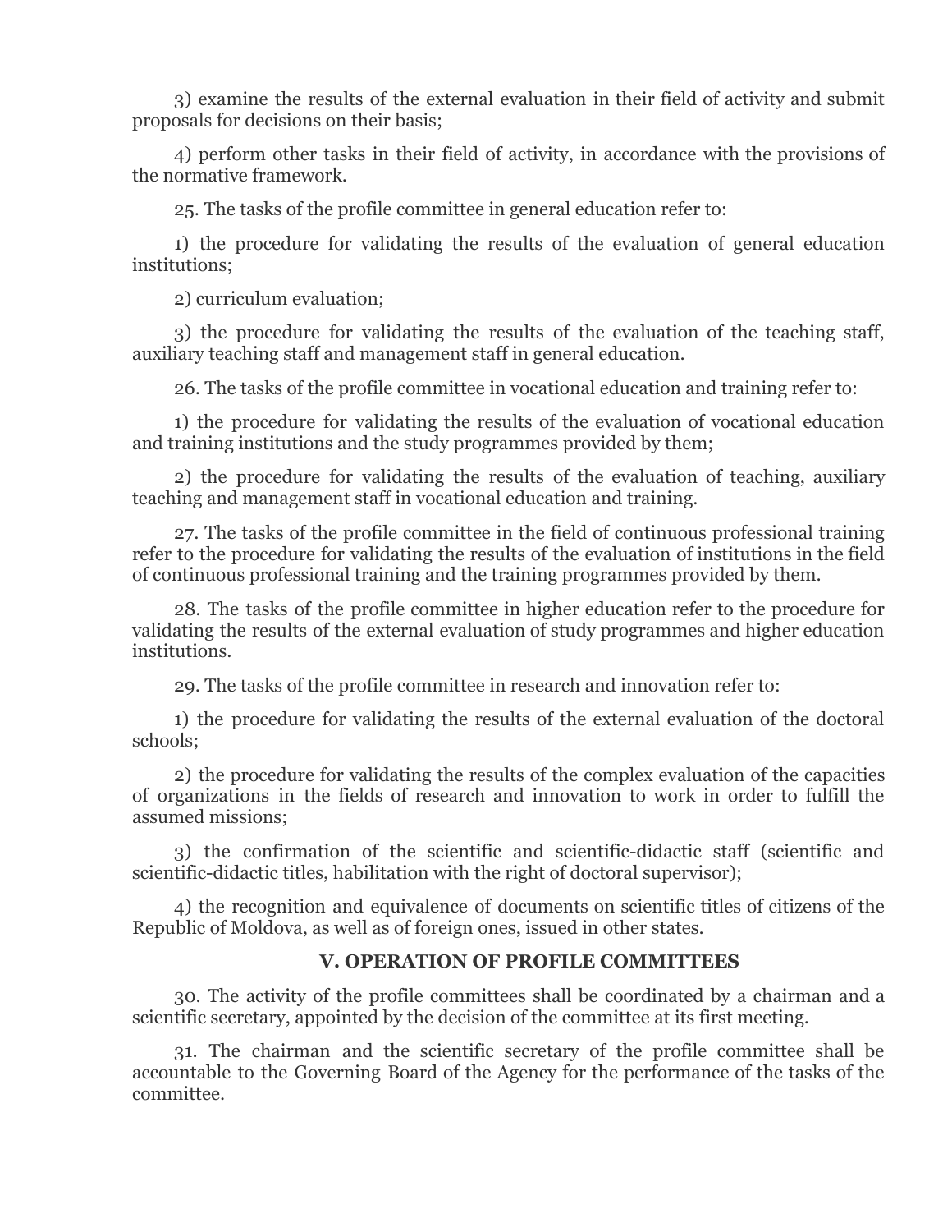3) examine the results of the external evaluation in their field of activity and submit proposals for decisions on their basis;

4) perform other tasks in their field of activity, in accordance with the provisions of the normative framework.

25. The tasks of the profile committee in general education refer to:

1) the procedure for validating the results of the evaluation of general education institutions;

2) curriculum evaluation;

3) the procedure for validating the results of the evaluation of the teaching staff, auxiliary teaching staff and management staff in general education.

26. The tasks of the profile committee in vocational education and training refer to:

1) the procedure for validating the results of the evaluation of vocational education and training institutions and the study programmes provided by them;

2) the procedure for validating the results of the evaluation of teaching, auxiliary teaching and management staff in vocational education and training.

27. The tasks of the profile committee in the field of continuous professional training refer to the procedure for validating the results of the evaluation of institutions in the field of continuous professional training and the training programmes provided by them.

28. The tasks of the profile committee in higher education refer to the procedure for validating the results of the external evaluation of study programmes and higher education institutions.

29. The tasks of the profile committee in research and innovation refer to:

1) the procedure for validating the results of the external evaluation of the doctoral schools;

2) the procedure for validating the results of the complex evaluation of the capacities of organizations in the fields of research and innovation to work in order to fulfill the assumed missions;

3) the confirmation of the scientific and scientific-didactic staff (scientific and scientific-didactic titles, habilitation with the right of doctoral supervisor);

4) the recognition and equivalence of documents on scientific titles of citizens of the Republic of Moldova, as well as of foreign ones, issued in other states.

## V. OPERATION OF PROFILE COMMITTEES

30. The activity of the profile committees shall be coordinated by a chairman and a scientific secretary, appointed by the decision of the committee at its first meeting.

31. The chairman and the scientific secretary of the profile committee shall be accountable to the Governing Board of the Agency for the performance of the tasks of the committee.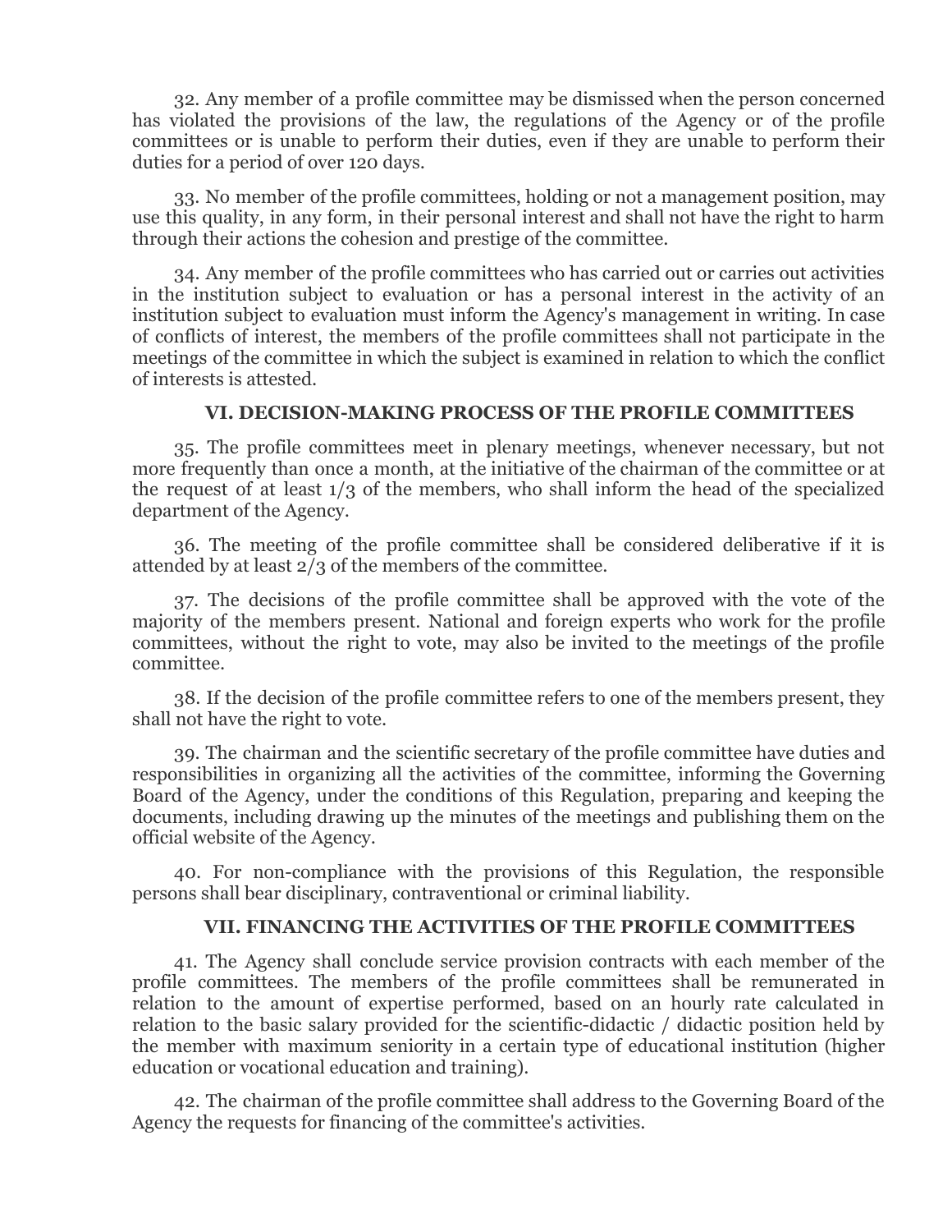32. Any member of a profile committee may be dismissed when the person concerned has violated the provisions of the law, the regulations of the Agency or of the profile committees or is unable to perform their duties, even if they are unable to perform their duties for a period of over 120 days.

33. No member of the profile committees, holding or not a management position, may use this quality, in any form, in their personal interest and shall not have the right to harm through their actions the cohesion and prestige of the committee.

34. Any member of the profile committees who has carried out or carries out activities in the institution subject to evaluation or has a personal interest in the activity of an institution subject to evaluation must inform the Agency's management in writing. In case of conflicts of interest, the members of the profile committees shall not participate in the meetings of the committee in which the subject is examined in relation to which the conflict of interests is attested.

## VI. DECISION-MAKING PROCESS OF THE PROFILE COMMITTEES

35. The profile committees meet in plenary meetings, whenever necessary, but not more frequently than once a month, at the initiative of the chairman of the committee or at the request of at least 1/3 of the members, who shall inform the head of the specialized department of the Agency.

36. The meeting of the profile committee shall be considered deliberative if it is attended by at least 2/3 of the members of the committee.

37. The decisions of the profile committee shall be approved with the vote of the majority of the members present. National and foreign experts who work for the profile committees, without the right to vote, may also be invited to the meetings of the profile committee.

38. If the decision of the profile committee refers to one of the members present, they shall not have the right to vote.

39. The chairman and the scientific secretary of the profile committee have duties and responsibilities in organizing all the activities of the committee, informing the Governing Board of the Agency, under the conditions of this Regulation, preparing and keeping the documents, including drawing up the minutes of the meetings and publishing them on the official website of the Agency.

40. For non-compliance with the provisions of this Regulation, the responsible persons shall bear disciplinary, contraventional or criminal liability.

## VII. FINANCING THE ACTIVITIES OF THE PROFILE COMMITTEES

41. The Agency shall conclude service provision contracts with each member of the profile committees. The members of the profile committees shall be remunerated in relation to the amount of expertise performed, based on an hourly rate calculated in relation to the basic salary provided for the scientific-didactic / didactic position held by the member with maximum seniority in a certain type of educational institution (higher education or vocational education and training).

42. The chairman of the profile committee shall address to the Governing Board of the Agency the requests for financing of the committee's activities.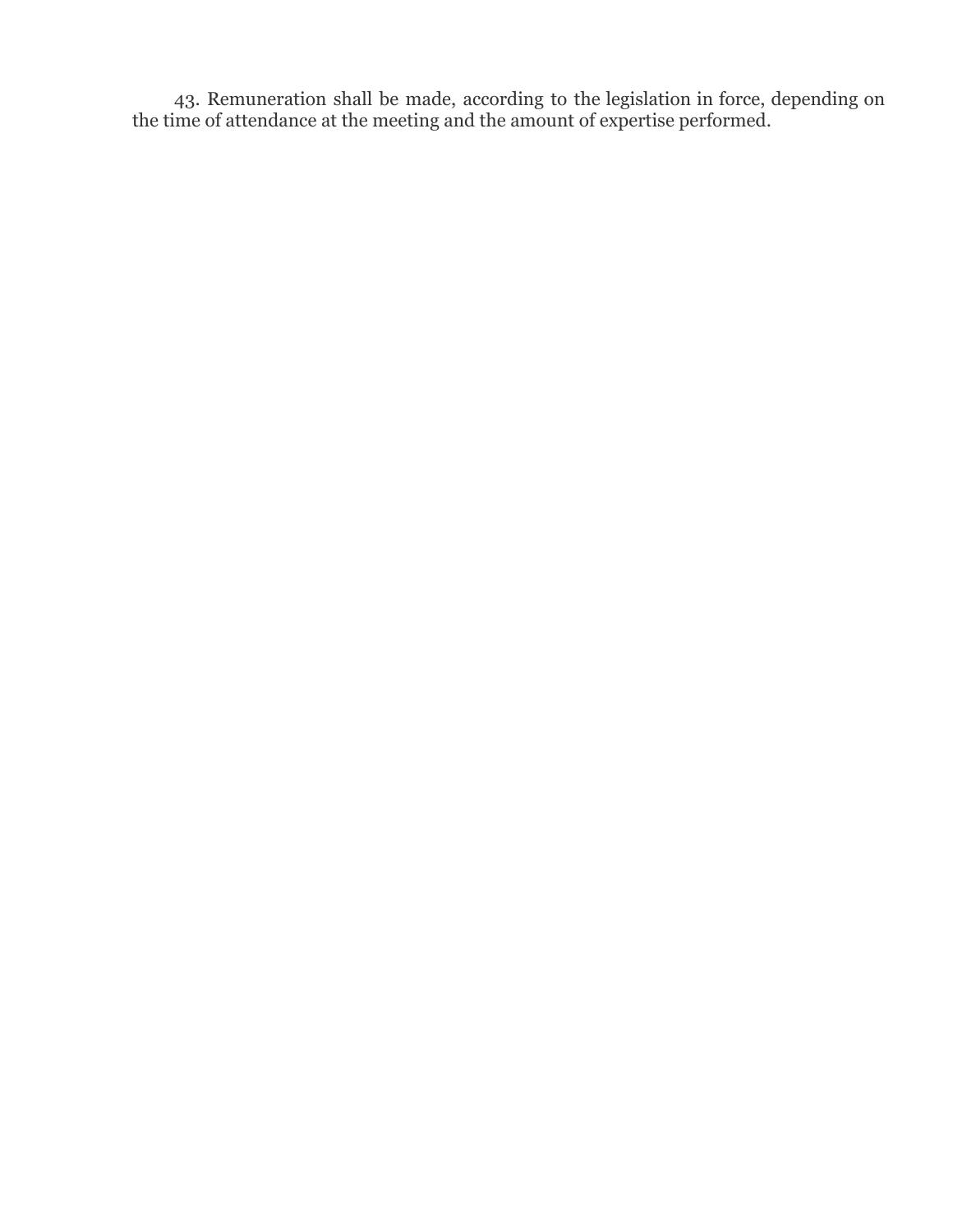43. Remuneration shall be made, according to the legislation in force, depending on the time of attendance at the meeting and the amount of expertise performed.